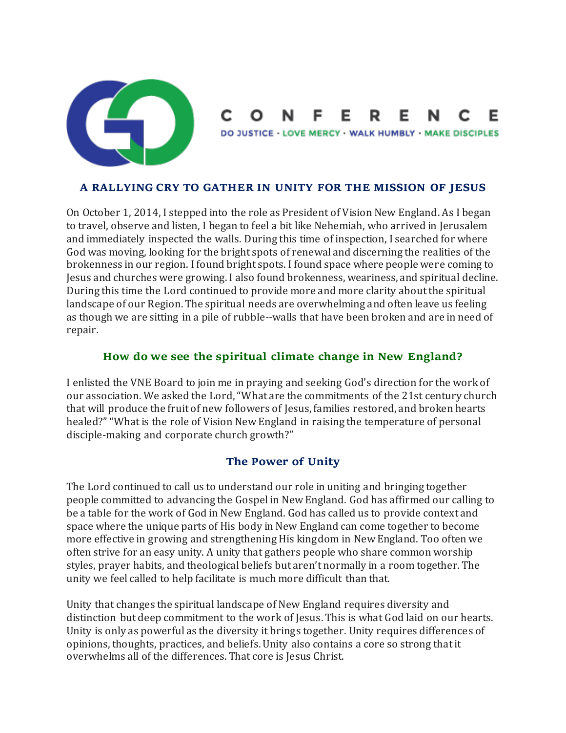# GO CONFERENCE

DO JUSTICE · LOVE MERCY · WALK HUMBLY · MAKE DISCIPLES

## A RALLYING CRY TO GATHER IN UNITY FOR THE MISSION OF JESUS

On October 1, 2014, I stepped into the role as President of Vision New England. As I began to travel, observe and listen, I began to feel a bit like Nehemiah, who arrived in Jerusalem and immediately inspected the walls. During this time of inspection, I searched for where God was moving, looking for the bright spots of renewal and discerning the realities of the brokenness in our region. I found bright spots. I found space where people were coming to Jesus and churches were growing. I also found brokenness, weariness, and spiritual decline. During this time the Lord continued to provide more and more clarity about the spiritual landscape of our Region. The spiritual needs are overwhelming and often leave us feeling as though we are sitting in a pile of rubble--walls that have been broken and are in need of repair.

### How do we see the spiritual climate change in New England?

I enlisted the VNE Board to join me in praying and seeking God's direction for the work of our association. We asked the Lord, "What are the commitments of the 21st century church that will produce the fruit of new followers of Jesus, families restored, and broken hearts healed?" "What is the role of Vision New England in raising the temperature of personal disciple-making and corporate church growth?"

### The Power of Unity

The Lord continued to call us to understand our role in uniting and bringing together people committed to advancing the Gospel in New England. God has affirmed our calling to be a table for the work of God in New England. God has called us to provide context and space where the unique parts of His body in New England can come together to become more effective in growing and strengthening His kingdom in New England. Too often we often strive for an easy unity. A unity that gathers people who share common worship styles, prayer habits, and theological beliefs but aren't normally in a room together. The unity we feel called to help facilitate is much more difficult than that.

Unity that changes the spiritual landscape of New England requires diversity and distinction but deep commitment to the work of Jesus. This is what God laid on our hearts. Unity is only as powerful as the diversity it brings together. Unity requires differences of opinions, thoughts, practices, and beliefs. Unity also contains a core so strong that it overwhelms all of the differences. That core is Jesus Christ.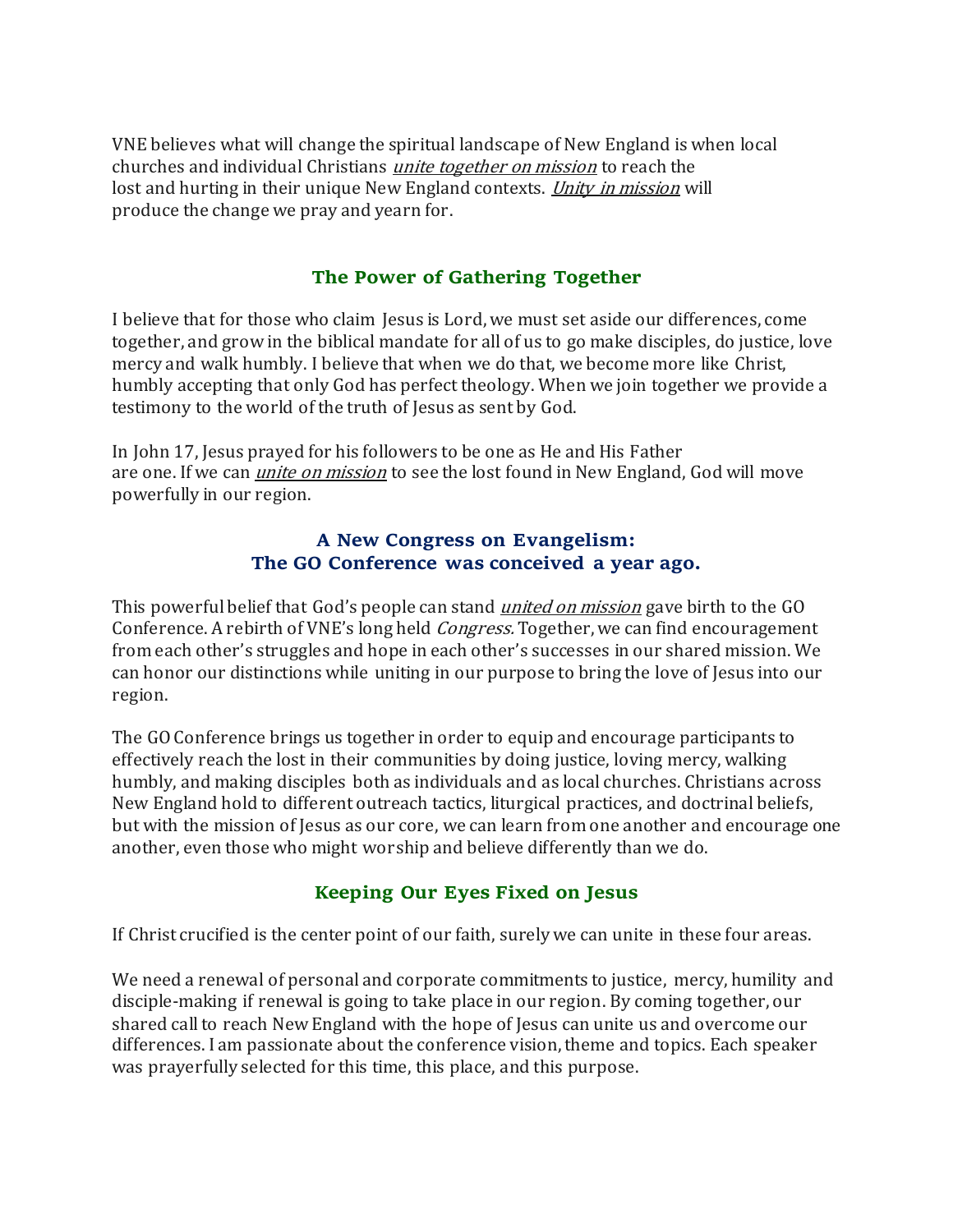VNE believes what will change the spiritual landscape of New England is when local churches and individual Christians *unite together on mission* to reach the lost and hurting in their unique New England contexts. *Unity in mission* will produce the change we pray and yearn for.

## The Power of Gathering Together

I believe that for those who claim Jesus is Lord, we must set aside our differences, come together, and grow in the biblical mandate for all of us to go make disciples, do justice, love mercy and walk humbly. I believe that when we do that, we become more like Christ, humbly accepting that only God has perfect theology. When we join together we provide a testimony to the world of the truth of Jesus as sent by God.

In John 17, Jesus prayed for his followers to be one as He and His Father are one. If we can *unite on mission* to see the lost found in New England, God will move powerfully in our region.

## A New Congress on Evangelism:
## The GO Conference was conceived a year ago.

This powerful belief that God's people can stand *united on mission* gave birth to the GO Conference. A rebirth of VNE's long held *Congress.* Together, we can find encouragement from each other's struggles and hope in each other's successes in our shared mission. We can honor our distinctions while uniting in our purpose to bring the love of Jesus into our region.

The GO Conference brings us together in order to equip and encourage participants to effectively reach the lost in their communities by doing justice, loving mercy, walking humbly, and making disciples both as individuals and as local churches. Christians across New England hold to different outreach tactics, liturgical practices, and doctrinal beliefs, but with the mission of Jesus as our core, we can learn from one another and encourage one another, even those who might worship and believe differently than we do.

## Keeping Our Eyes Fixed on Jesus

If Christ crucified is the center point of our faith, surely we can unite in these four areas.

We need a renewal of personal and corporate commitments to justice, mercy, humility and disciple-making if renewal is going to take place in our region. By coming together, our shared call to reach New England with the hope of Jesus can unite us and overcome our differences. I am passionate about the conference vision, theme and topics. Each speaker was prayerfully selected for this time, this place, and this purpose.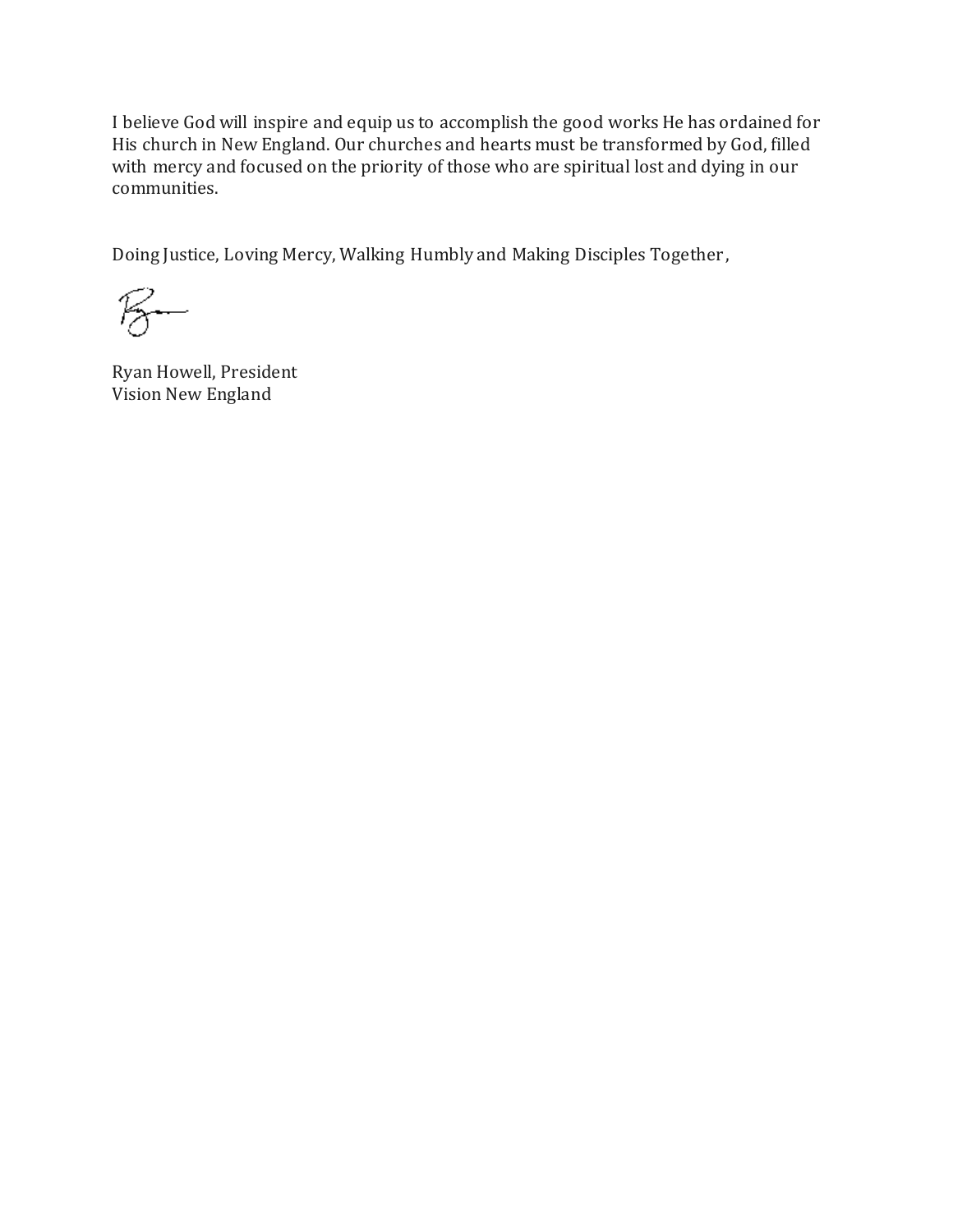I believe God will inspire and equip us to accomplish the good works He has ordained for His church in New England. Our churches and hearts must be transformed by God, filled with mercy and focused on the priority of those who are spiritual lost and dying in our communities.

Doing Justice, Loving Mercy, Walking Humbly and Making Disciples Together,

Ryan Howell, President
Vision New England